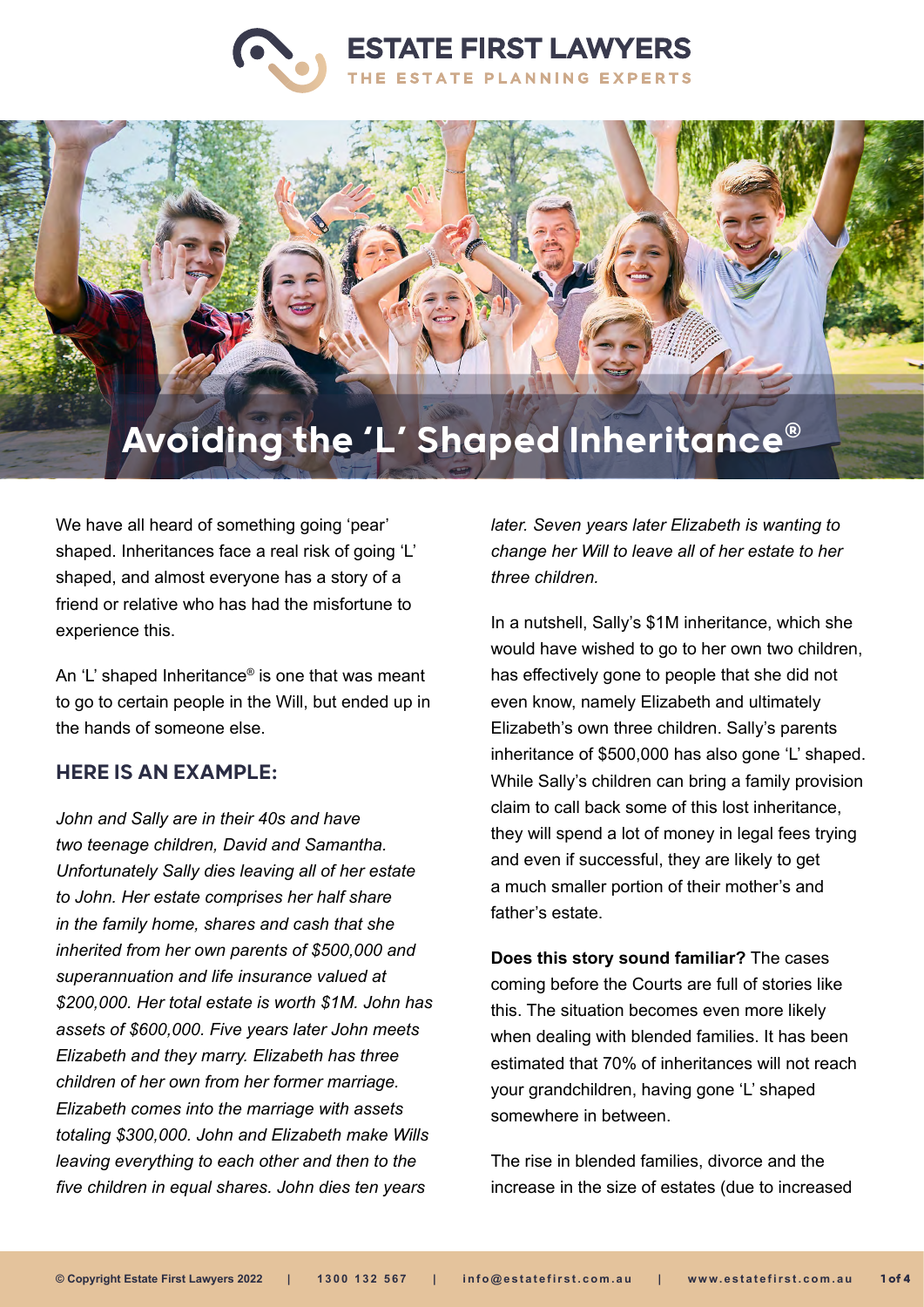# ESTATE FIRST LAWYERS

THE ESTATE PLANNING EXPERTS

# Avoiding the 'L' Shaped Inheritance®

We have all heard of something going 'pear' shaped. Inheritances face a real risk of going 'L' shaped, and almost everyone has a story of a friend or relative who has had the misfortune to experience this.

An 'L' shaped Inheritance® is one that was meant to go to certain people in the Will, but ended up in the hands of someone else.

## HERE IS AN EXAMPLE:

*John and Sally are in their 40s and have two teenage children, David and Samantha. Unfortunately Sally dies leaving all of her estate to John. Her estate comprises her half share in the family home, shares and cash that she inherited from her own parents of $500,000 and superannuation and life insurance valued at $200,000. Her total estate is worth $1M. John has assets of $600,000. Five years later John meets Elizabeth and they marry. Elizabeth has three children of her own from her former marriage. Elizabeth comes into the marriage with assets totaling $300,000. John and Elizabeth make Wills leaving everything to each other and then to the five children in equal shares. John dies ten years later. Seven years later Elizabeth is wanting to change her Will to leave all of her estate to her three children.*

In a nutshell, Sally's $1M inheritance, which she would have wished to go to her own two children, has effectively gone to people that she did not even know, namely Elizabeth and ultimately Elizabeth's own three children. Sally's parents inheritance of $500,000 has also gone 'L' shaped. While Sally's children can bring a family provision claim to call back some of this lost inheritance, they will spend a lot of money in legal fees trying and even if successful, they are likely to get a much smaller portion of their mother's and father's estate.

**Does this story sound familiar?** The cases coming before the Courts are full of stories like this. The situation becomes even more likely when dealing with blended families. It has been estimated that 70% of inheritances will not reach your grandchildren, having gone 'L' shaped somewhere in between.

The rise in blended families, divorce and the increase in the size of estates (due to increased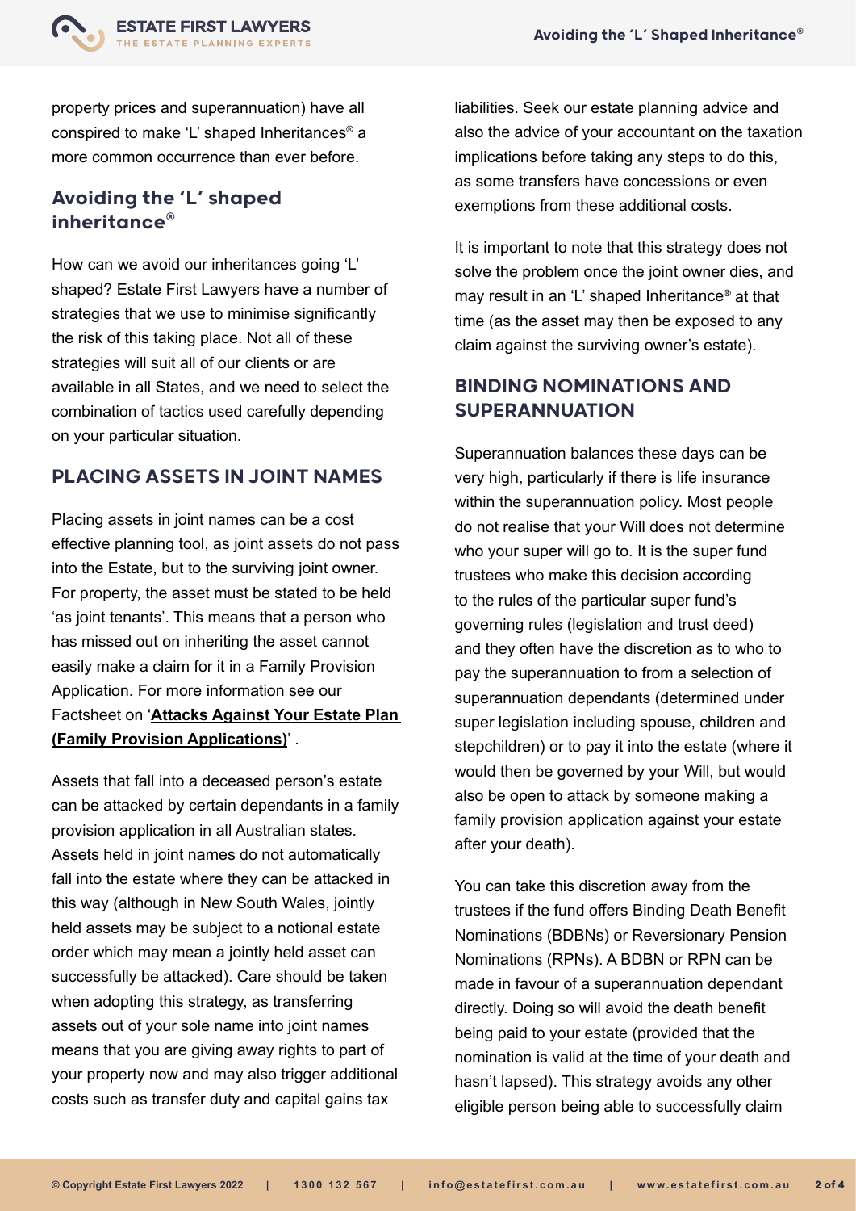property prices and superannuation) have all conspired to make 'L' shaped Inheritances® a more common occurrence than ever before.

## Avoiding the 'L' shaped inheritance®

How can we avoid our inheritances going 'L' shaped? Estate First Lawyers have a number of strategies that we use to minimise significantly the risk of this taking place. Not all of these strategies will suit all of our clients or are available in all States, and we need to select the combination of tactics used carefully depending on your particular situation.

### PLACING ASSETS IN JOINT NAMES

Placing assets in joint names can be a cost effective planning tool, as joint assets do not pass into the Estate, but to the surviving joint owner. For property, the asset must be stated to be held 'as joint tenants'. This means that a person who has missed out on inheriting the asset cannot easily make a claim for it in a Family Provision Application. For more information see our Factsheet on '**Attacks Against Your Estate Plan (Family Provision Applications)**' .

Assets that fall into a deceased person's estate can be attacked by certain dependants in a family provision application in all Australian states. Assets held in joint names do not automatically fall into the estate where they can be attacked in this way (although in New South Wales, jointly held assets may be subject to a notional estate order which may mean a jointly held asset can successfully be attacked). Care should be taken when adopting this strategy, as transferring assets out of your sole name into joint names means that you are giving away rights to part of your property now and may also trigger additional costs such as transfer duty and capital gains tax liabilities. Seek our estate planning advice and also the advice of your accountant on the taxation implications before taking any steps to do this, as some transfers have concessions or even exemptions from these additional costs.

It is important to note that this strategy does not solve the problem once the joint owner dies, and may result in an 'L' shaped Inheritance® at that time (as the asset may then be exposed to any claim against the surviving owner's estate).

### BINDING NOMINATIONS AND SUPERANNUATION

Superannuation balances these days can be very high, particularly if there is life insurance within the superannuation policy. Most people do not realise that your Will does not determine who your super will go to. It is the super fund trustees who make this decision according to the rules of the particular super fund's governing rules (legislation and trust deed) and they often have the discretion as to who to pay the superannuation to from a selection of superannuation dependants (determined under super legislation including spouse, children and stepchildren) or to pay it into the estate (where it would then be governed by your Will, but would also be open to attack by someone making a family provision application against your estate after your death).

You can take this discretion away from the trustees if the fund offers Binding Death Benefit Nominations (BDBNs) or Reversionary Pension Nominations (RPNs). A BDBN or RPN can be made in favour of a superannuation dependant directly. Doing so will avoid the death benefit being paid to your estate (provided that the nomination is valid at the time of your death and hasn't lapsed). This strategy avoids any other eligible person being able to successfully claim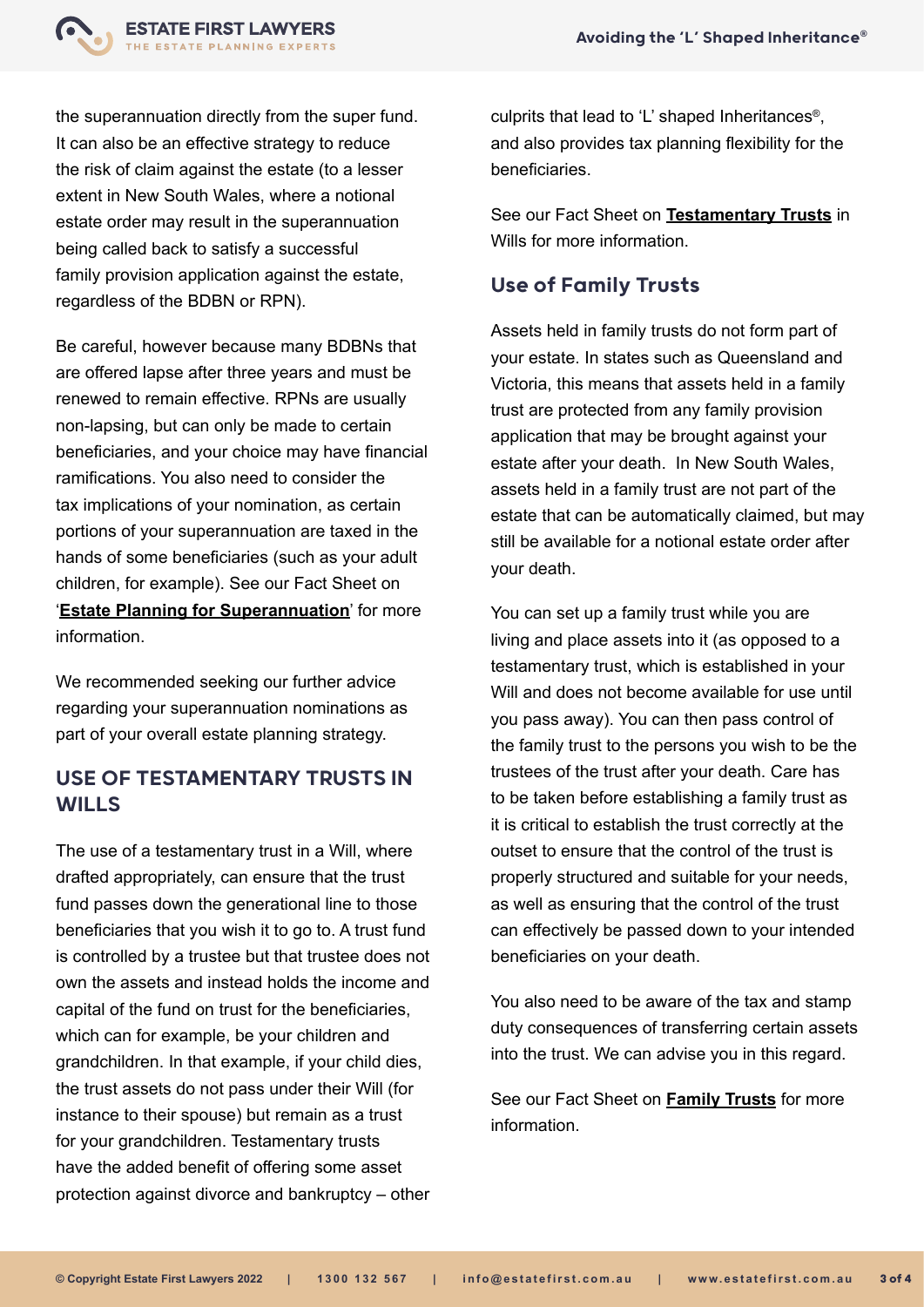the superannuation directly from the super fund. It can also be an effective strategy to reduce the risk of claim against the estate (to a lesser extent in New South Wales, where a notional estate order may result in the superannuation being called back to satisfy a successful family provision application against the estate, regardless of the BDBN or RPN).

Be careful, however because many BDBNs that are offered lapse after three years and must be renewed to remain effective. RPNs are usually non-lapsing, but can only be made to certain beneficiaries, and your choice may have financial ramifications. You also need to consider the tax implications of your nomination, as certain portions of your superannuation are taxed in the hands of some beneficiaries (such as your adult children, for example). See our Fact Sheet on '**Estate Planning for Superannuation**' for more information.

We recommended seeking our further advice regarding your superannuation nominations as part of your overall estate planning strategy.

## USE OF TESTAMENTARY TRUSTS IN WILLS

The use of a testamentary trust in a Will, where drafted appropriately, can ensure that the trust fund passes down the generational line to those beneficiaries that you wish it to go to. A trust fund is controlled by a trustee but that trustee does not own the assets and instead holds the income and capital of the fund on trust for the beneficiaries, which can for example, be your children and grandchildren. In that example, if your child dies, the trust assets do not pass under their Will (for instance to their spouse) but remain as a trust for your grandchildren. Testamentary trusts have the added benefit of offering some asset protection against divorce and bankruptcy – other culprits that lead to 'L' shaped Inheritances®, and also provides tax planning flexibility for the beneficiaries.

See our Fact Sheet on **Testamentary Trusts** in Wills for more information.

## Use of Family Trusts

Assets held in family trusts do not form part of your estate. In states such as Queensland and Victoria, this means that assets held in a family trust are protected from any family provision application that may be brought against your estate after your death. In New South Wales, assets held in a family trust are not part of the estate that can be automatically claimed, but may still be available for a notional estate order after your death.

You can set up a family trust while you are living and place assets into it (as opposed to a testamentary trust, which is established in your Will and does not become available for use until you pass away). You can then pass control of the family trust to the persons you wish to be the trustees of the trust after your death. Care has to be taken before establishing a family trust as it is critical to establish the trust correctly at the outset to ensure that the control of the trust is properly structured and suitable for your needs, as well as ensuring that the control of the trust can effectively be passed down to your intended beneficiaries on your death.

You also need to be aware of the tax and stamp duty consequences of transferring certain assets into the trust. We can advise you in this regard.

See our Fact Sheet on **Family Trusts** for more information.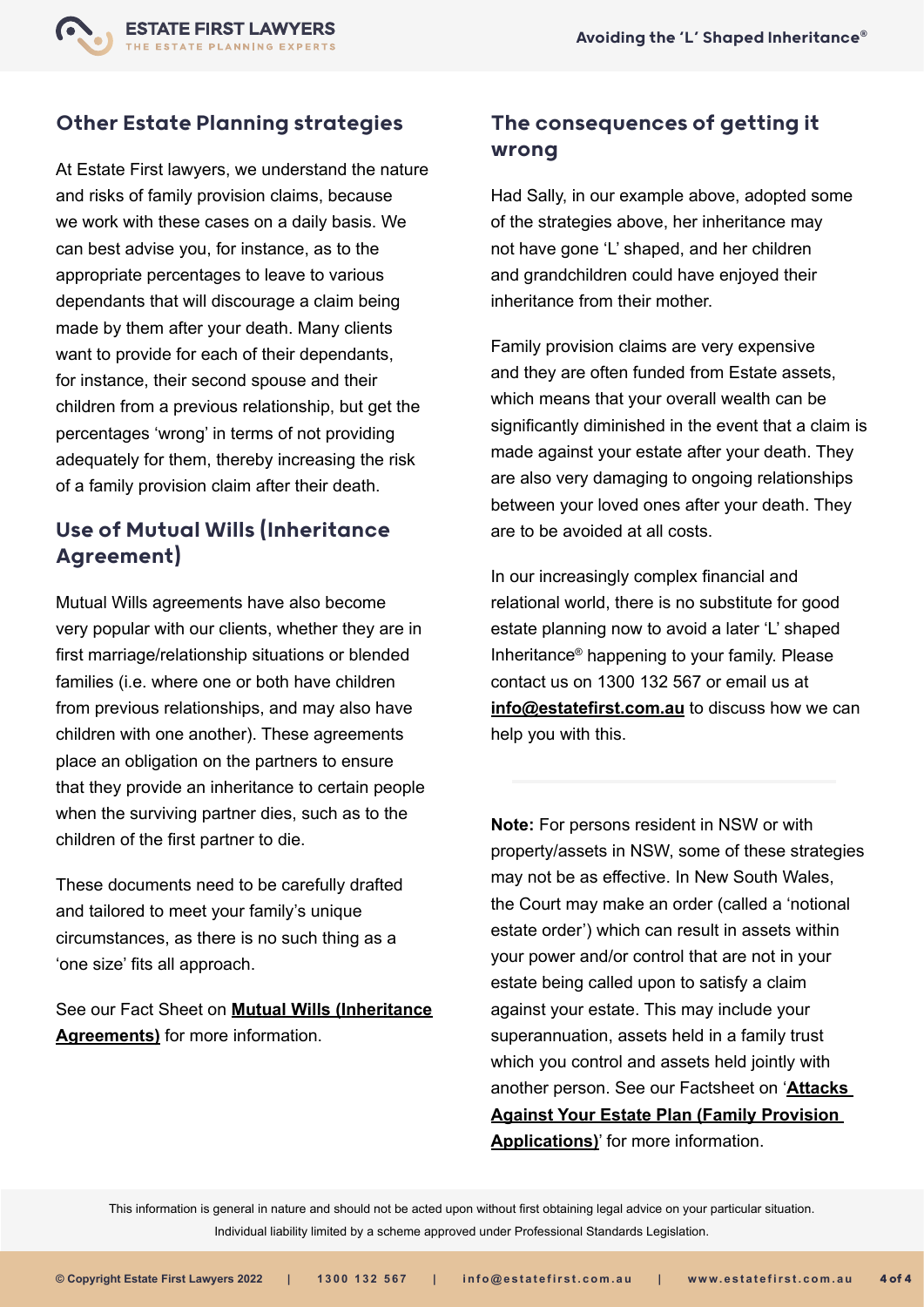## Other Estate Planning strategies

At Estate First lawyers, we understand the nature and risks of family provision claims, because we work with these cases on a daily basis. We can best advise you, for instance, as to the appropriate percentages to leave to various dependants that will discourage a claim being made by them after your death. Many clients want to provide for each of their dependants, for instance, their second spouse and their children from a previous relationship, but get the percentages 'wrong' in terms of not providing adequately for them, thereby increasing the risk of a family provision claim after their death.

## Use of Mutual Wills (Inheritance Agreement)

Mutual Wills agreements have also become very popular with our clients, whether they are in first marriage/relationship situations or blended families (i.e. where one or both have children from previous relationships, and may also have children with one another). These agreements place an obligation on the partners to ensure that they provide an inheritance to certain people when the surviving partner dies, such as to the children of the first partner to die.

These documents need to be carefully drafted and tailored to meet your family's unique circumstances, as there is no such thing as a 'one size' fits all approach.

See our Fact Sheet on **Mutual Wills (Inheritance Agreements)** for more information.

## The consequences of getting it wrong

Had Sally, in our example above, adopted some of the strategies above, her inheritance may not have gone 'L' shaped, and her children and grandchildren could have enjoyed their inheritance from their mother.

Family provision claims are very expensive and they are often funded from Estate assets, which means that your overall wealth can be significantly diminished in the event that a claim is made against your estate after your death. They are also very damaging to ongoing relationships between your loved ones after your death. They are to be avoided at all costs.

In our increasingly complex financial and relational world, there is no substitute for good estate planning now to avoid a later 'L' shaped Inheritance® happening to your family. Please contact us on 1300 132 567 or email us at **info@estatefirst.com.au** to discuss how we can help you with this.

**Note:** For persons resident in NSW or with property/assets in NSW, some of these strategies may not be as effective. In New South Wales, the Court may make an order (called a 'notional estate order') which can result in assets within your power and/or control that are not in your estate being called upon to satisfy a claim against your estate. This may include your superannuation, assets held in a family trust which you control and assets held jointly with another person. See our Factsheet on '**Attacks Against Your Estate Plan (Family Provision Applications)**' for more information.

This information is general in nature and should not be acted upon without first obtaining legal advice on your particular situation. Individual liability limited by a scheme approved under Professional Standards Legislation.